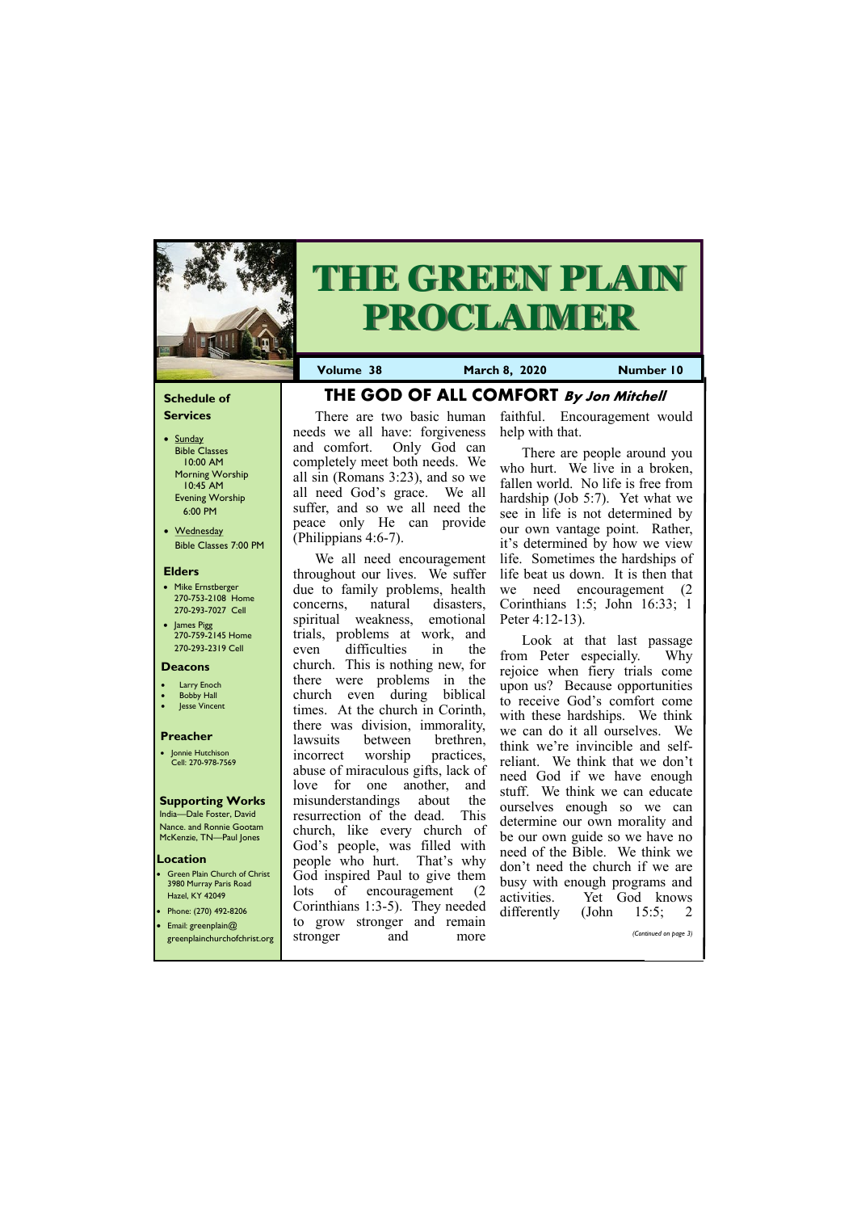# THE GREEN PLAIN PROCLAIMER

**Volume 38** | **March 8, 2020** | **Number 10**

## Schedule of Services

- Sunday
  Bible Classes 10:00 AM
  Morning Worship 10:45 AM
  Evening Worship 6:00 PM
- Wednesday
  Bible Classes 7:00 PM

## Elders

- Mike Ernstberger
  270-753-2108 Home
  270-293-7027 Cell
- James Pigg
  270-759-2145 Home
  270-293-2319 Cell

## Deacons

- Larry Enoch
- Bobby Hall
- Jesse Vincent

## Preacher

- Jonnie Hutchison
  Cell: 270-978-7569

## Supporting Works

India—Dale Foster, David Nance. and Ronnie Gootam
McKenzie, TN—Paul Jones

## Location

- Green Plain Church of Christ
  3980 Murray Paris Road
  Hazel, KY 42049
- Phone: (270) 492-8206
- Email: greenplain@greenplainchurchofchrist.org

## THE GOD OF ALL COMFORT *By Jon Mitchell*

There are two basic human needs we all have: forgiveness and comfort. Only God can completely meet both needs. We all sin (Romans 3:23), and so we all need God's grace. We all suffer, and so we all need the peace only He can provide (Philippians 4:6-7).

We all need encouragement throughout our lives. We suffer due to family problems, health concerns, natural disasters, spiritual weakness, emotional trials, problems at work, and even difficulties in the church. This is nothing new, for there were problems in the church even during biblical times. At the church in Corinth, there was division, immorality, lawsuits between brethren, incorrect worship practices, abuse of miraculous gifts, lack of love for one another, and misunderstandings about the resurrection of the dead. This church, like every church of God's people, was filled with people who hurt. That's why God inspired Paul to give them lots of encouragement (2 Corinthians 1:3-5). They needed to grow stronger and remain stronger and more faithful. Encouragement would help with that.

There are people around you who hurt. We live in a broken, fallen world. No life is free from hardship (Job 5:7). Yet what we see in life is not determined by our own vantage point. Rather, it's determined by how we view life. Sometimes the hardships of life beat us down. It is then that we need encouragement (2 Corinthians 1:5; John 16:33; 1 Peter 4:12-13).

Look at that last passage from Peter especially. Why rejoice when fiery trials come upon us? Because opportunities to receive God's comfort come with these hardships. We think we can do it all ourselves. We think we're invincible and self-reliant. We think that we don't need God if we have enough stuff. We think we can educate ourselves enough so we can determine our own morality and be our own guide so we have no need of the Bible. We think we don't need the church if we are busy with enough programs and activities. Yet God knows differently (John 15:5; 2

*(Continued on page 3)*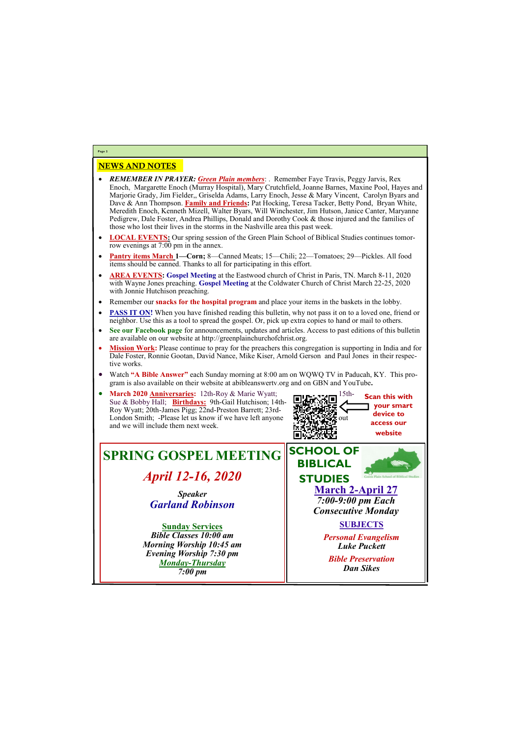## NEWS AND NOTES

- ***REMEMBER IN PRAYER:*** ***Green Plain members***: . Remember Faye Travis, Peggy Jarvis, Rex Enoch, Margarette Enoch (Murray Hospital), Mary Crutchfield, Joanne Barnes, Maxine Pool, Hayes and Marjorie Grady, Jim Fielder,, Griselda Adams, Larry Enoch, Jesse & Mary Vincent, Carolyn Byars and Dave & Ann Thompson. **Family and Friends:** Pat Hocking, Teresa Tacker, Betty Pond, Bryan White, Meredith Enoch, Kenneth Mizell, Walter Byars, Will Winchester, Jim Hutson, Janice Canter, Maryanne Pedigrew, Dale Foster, Andrea Phillips, Donald and Dorothy Cook & those injured and the families of those who lost their lives in the storms in the Nashville area this past week.
- **LOCAL EVENTS:** Our spring session of the Green Plain School of Biblical Studies continues tomorrow evenings at 7:00 pm in the annex.
- **Pantry items March 1—Corn;** 8—Canned Meats; 15—Chili; 22—Tomatoes; 29—Pickles. All food items should be canned. Thanks to all for participating in this effort.
- **AREA EVENTS: Gospel Meeting** at the Eastwood church of Christ in Paris, TN. March 8-11, 2020 with Wayne Jones preaching. **Gospel Meeting** at the Coldwater Church of Christ March 22-25, 2020 with Jonnie Hutchison preaching.
- Remember our **snacks for the hospital program** and place your items in the baskets in the lobby.
- **PASS IT ON!** When you have finished reading this bulletin, why not pass it on to a loved one, friend or neighbor. Use this as a tool to spread the gospel. Or, pick up extra copies to hand or mail to others.
- **See our Facebook page** for announcements, updates and articles. Access to past editions of this bulletin are available on our website at http://greenplainchurchofchrist.org.
- **Mission Work:** Please continue to pray for the preachers this congregation is supporting in India and for Dale Foster, Ronnie Gootan, David Nance, Mike Kiser, Arnold Gerson and Paul Jones in their respective works.
- Watch **"A Bible Answer"** each Sunday morning at 8:00 am on WQWQ TV in Paducah, KY. This program is also available on their website at abibleanswertv.org and on GBN and YouTube**.**
- **March 2020 Anniversaries:** 12th-Roy & Marie Wyatt; 15th-Sue & Bobby Hall; **Birthdays:** 9th-Gail Hutchison; 14th-Roy Wyatt; 20th-James Pigg; 22nd-Preston Barrett; 23rd-London Smith; -Please let us know if we have left anyone out and we will include them next week.

**Scan this with your smart device to access our website**

## SPRING GOSPEL MEETING

### *April 12-16, 2020*

***Speaker***
***Garland Robinson***

**Sunday Services**
***Bible Classes 10:00 am***
***Morning Worship 10:45 am***
***Evening Worship 7:30 pm***
***Monday-Thursday***
***7:00 pm***

## SCHOOL OF BIBLICAL STUDIES

Green Plain School of Biblical Studies

**March 2-April 27**
***7:00-9:00 pm Each Consecutive Monday***

**SUBJECTS**

***Personal Evangelism***
***Luke Puckett***

***Bible Preservation***
***Dan Sikes***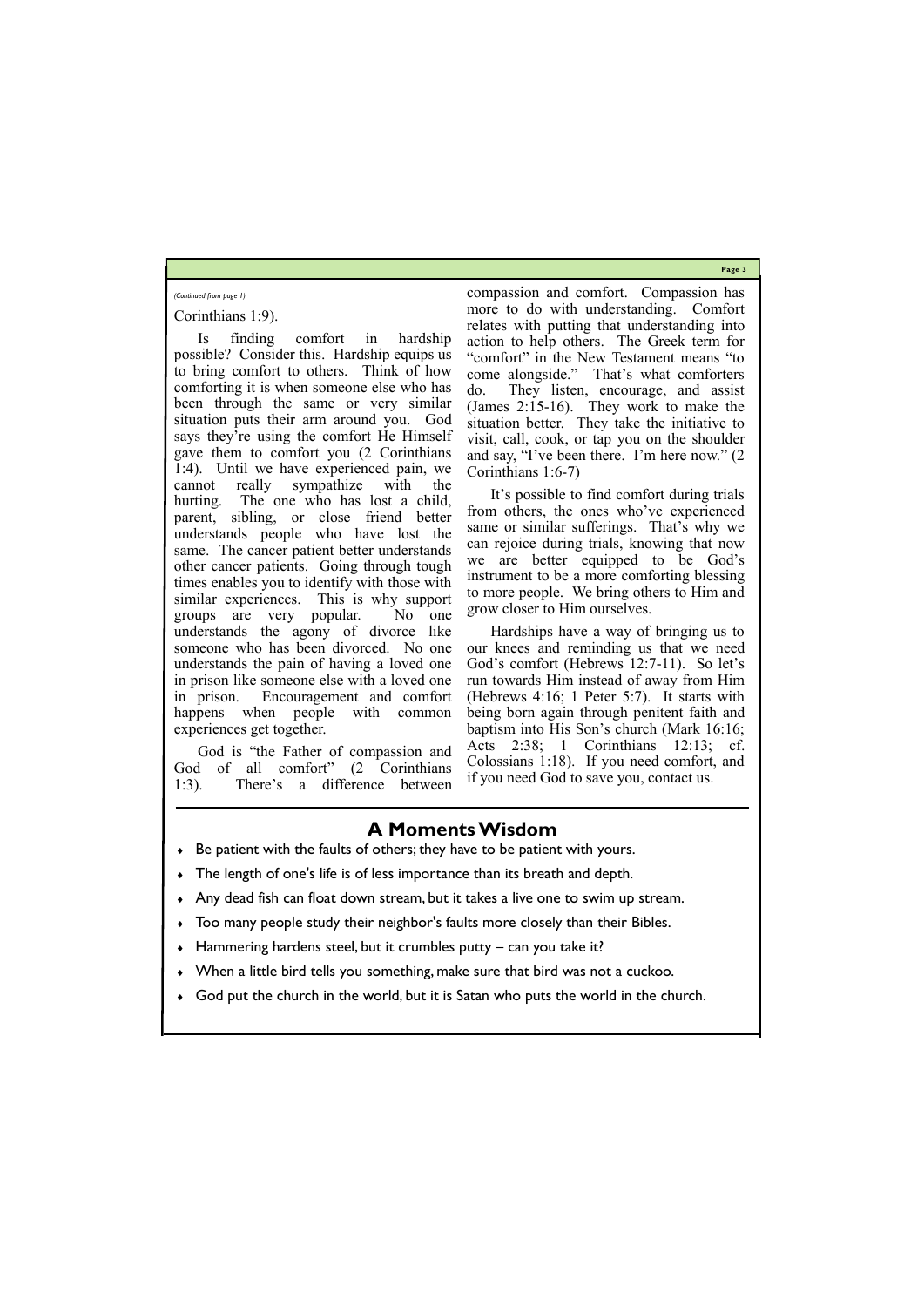*(Continued from page 1)*

Corinthians 1:9).

Is finding comfort in hardship possible? Consider this. Hardship equips us to bring comfort to others. Think of how comforting it is when someone else who has been through the same or very similar situation puts their arm around you. God says they're using the comfort He Himself gave them to comfort you (2 Corinthians 1:4). Until we have experienced pain, we cannot really sympathize with the hurting. The one who has lost a child, parent, sibling, or close friend better understands people who have lost the same. The cancer patient better understands other cancer patients. Going through tough times enables you to identify with those with similar experiences. This is why support groups are very popular. No one understands the agony of divorce like someone who has been divorced. No one understands the pain of having a loved one in prison like someone else with a loved one in prison. Encouragement and comfort happens when people with common experiences get together.

God is "the Father of compassion and God of all comfort" (2 Corinthians 1:3). There's a difference between compassion and comfort. Compassion has more to do with understanding. Comfort relates with putting that understanding into action to help others. The Greek term for "comfort" in the New Testament means "to come alongside." That's what comforters do. They listen, encourage, and assist (James 2:15-16). They work to make the situation better. They take the initiative to visit, call, cook, or tap you on the shoulder and say, "I've been there. I'm here now." (2 Corinthians 1:6-7)

It's possible to find comfort during trials from others, the ones who've experienced same or similar sufferings. That's why we can rejoice during trials, knowing that now we are better equipped to be God's instrument to be a more comforting blessing to more people. We bring others to Him and grow closer to Him ourselves.

Hardships have a way of bringing us to our knees and reminding us that we need God's comfort (Hebrews 12:7-11). So let's run towards Him instead of away from Him (Hebrews 4:16; 1 Peter 5:7). It starts with being born again through penitent faith and baptism into His Son's church (Mark 16:16; Acts 2:38; 1 Corinthians 12:13; cf. Colossians 1:18). If you need comfort, and if you need God to save you, contact us.

## A Moments Wisdom

- Be patient with the faults of others; they have to be patient with yours.
- The length of one's life is of less importance than its breath and depth.
- Any dead fish can float down stream, but it takes a live one to swim up stream.
- Too many people study their neighbor's faults more closely than their Bibles.
- Hammering hardens steel, but it crumbles putty – can you take it?
- When a little bird tells you something, make sure that bird was not a cuckoo.
- God put the church in the world, but it is Satan who puts the world in the church.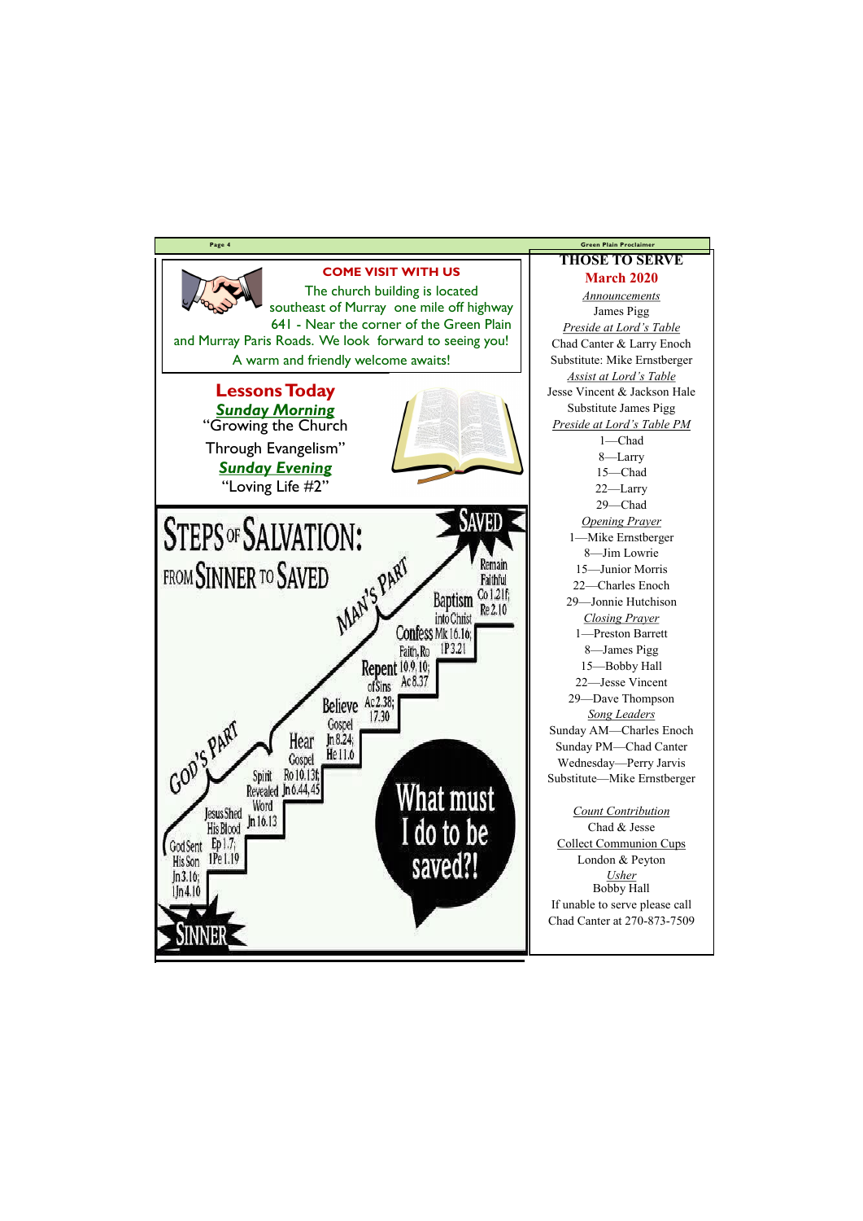## COME VISIT WITH US

The church building is located southeast of Murray one mile off highway 641 - Near the corner of the Green Plain and Murray Paris Roads. We look forward to seeing you! A warm and friendly welcome awaits!

## Lessons Today

***Sunday Morning***

"Growing the Church Through Evangelism"

***Sunday Evening***

"Loving Life #2"

STEPS OF SALVATION: FROM SINNER TO SAVED

GOD'S PART

MAN'S PART

SAVED

Remain Faithful Co 1.21f; Re 2.10

Baptism into Christ

Confess Mk 16.16; Faith, Ro 10.9,10; 1P 3.21

Repent of Sins Ac 8.37

Believe Gospel Ac 2.38; 17.30

Hear Gospel Jn 8.24; He 11.6

Spirit Revealed Word Ro 10.13f; Jn 6.44,45

Jesus Shed His Blood Jn 16.13

God Sent His Son Ep 1.7; 1Pe 1.19

Jn 3.16; 1Jn 4.10

SINNER

What must I do to be saved?!

## THOSE TO SERVE
### March 2020

*Announcements*
James Pigg

*Preside at Lord's Table*
Chad Canter & Larry Enoch
Substitute: Mike Ernstberger

*Assist at Lord's Table*
Jesse Vincent & Jackson Hale
Substitute James Pigg

*Preside at Lord's Table PM*
1—Chad
8—Larry
15—Chad
22—Larry
29—Chad

*Opening Prayer*
1—Mike Ernstberger
8—Jim Lowrie
15—Junior Morris
22—Charles Enoch
29—Jonnie Hutchison

*Closing Prayer*
1—Preston Barrett
8—James Pigg
15—Bobby Hall
22—Jesse Vincent
29—Dave Thompson

*Song Leaders*
Sunday AM—Charles Enoch
Sunday PM—Chad Canter
Wednesday—Perry Jarvis
Substitute—Mike Ernstberger

*Count Contribution*
Chad & Jesse

Collect Communion Cups
London & Peyton

*Usher*
Bobby Hall

If unable to serve please call Chad Canter at 270-873-7509